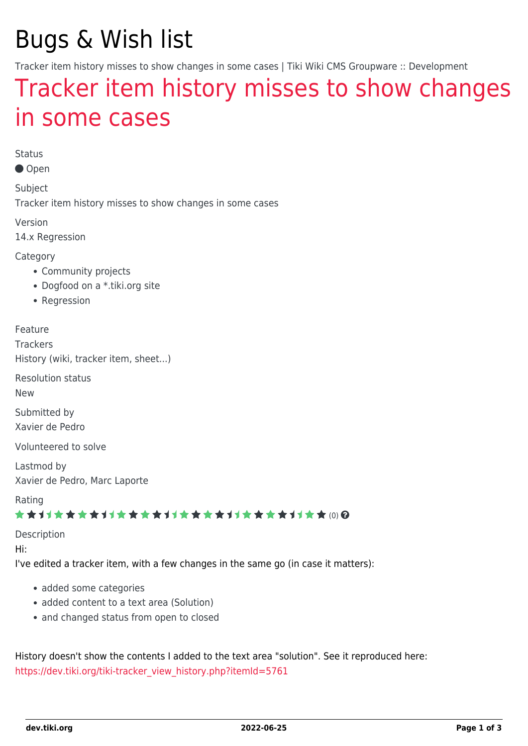# Bugs & Wish list

Tracker item history misses to show changes in some cases | Tiki Wiki CMS Groupware :: Development

## Tracker item history misses to show changes in some cases

Status

Open

Subject

Tracker item history misses to show changes in some cases

Version

14.x Regression

Category

- Community projects
- Dogfood on a *.tiki.org site
- Regression

Feature

Trackers

History (wiki, tracker item, sheet...)

Resolution status

New

Submitted by

Xavier de Pedro

Volunteered to solve

Lastmod by

Xavier de Pedro, Marc Laporte

Rating

(0)

Description

Hi:

I've edited a tracker item, with a few changes in the same go (in case it matters):

- added some categories
- added content to a text area (Solution)
- and changed status from open to closed

History doesn't show the contents I added to the text area "solution". See it reproduced here: https://dev.tiki.org/tiki-tracker_view_history.php?itemId=5761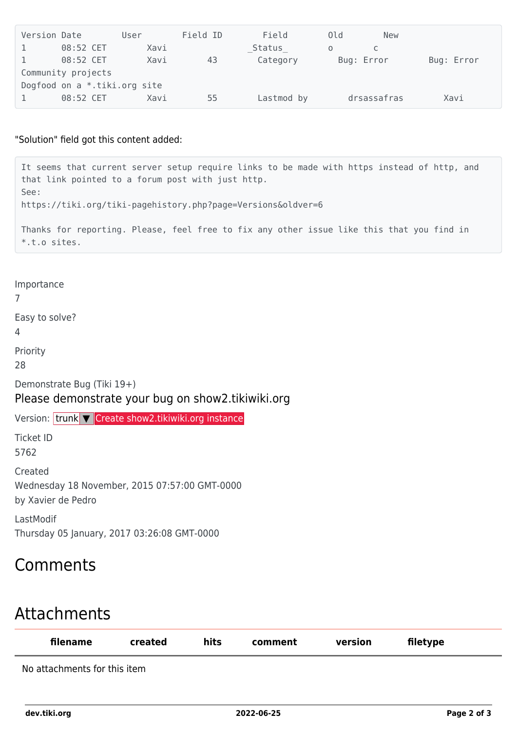```
Version Date        User        Field ID        Field        Old        New
1       08:52 CET        Xavi                _Status_        o        c
1       08:52 CET        Xavi        43        Category        Bug: Error        Bug: Error
Community projects
Dogfood on a *.tiki.org site
1       08:52 CET        Xavi        55        Lastmod by        drsassafras        Xavi
```

"Solution" field got this content added:

```
It seems that current server setup require links to be made with https instead of http, and
that link pointed to a forum post with just http.
See:
https://tiki.org/tiki-pagehistory.php?page=Versions&oldver=6

Thanks for reporting. Please, feel free to fix any other issue like this that you find in
*.t.o sites.
```

Importance
7

Easy to solve?
4

Priority
28

Demonstrate Bug (Tiki 19+)

Please demonstrate your bug on show2.tikiwiki.org

Version: trunk ▼ Create show2.tikiwiki.org instance

Ticket ID
5762

Created
Wednesday 18 November, 2015 07:57:00 GMT-0000
by Xavier de Pedro

LastModif
Thursday 05 January, 2017 03:26:08 GMT-0000

# Comments

# Attachments

| filename | created | hits | comment | version | filetype |
|---|---|---|---|---|---|
| No attachments for this item | | | | | |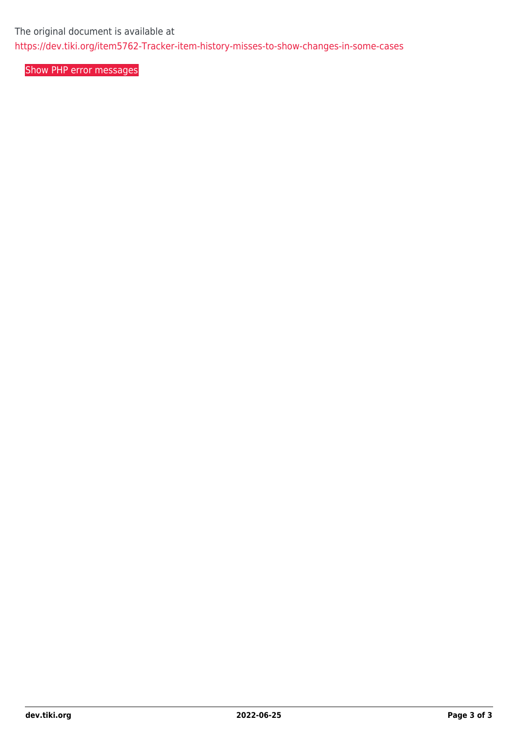The original document is available at
https://dev.tiki.org/item5762-Tracker-item-history-misses-to-show-changes-in-some-cases

Show PHP error messages